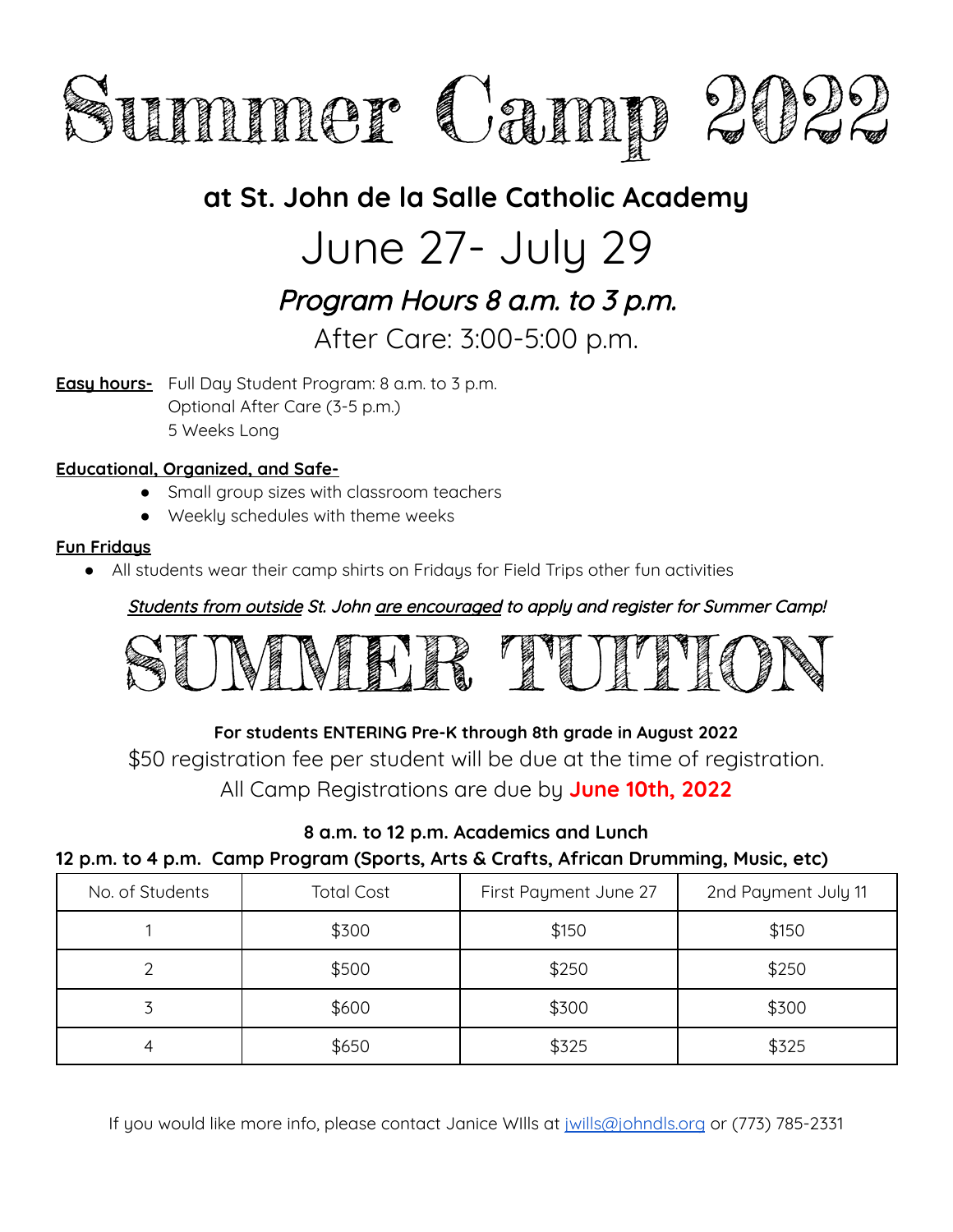# Summer Camp 2022

## at St. John de la Salle Catholic Academy

# June 27- July 29

### *Program Hours 8 a.m. to 3 p.m.*

After Care: 3:00-5:00 p.m.

**Easy hours-** Full Day Student Program: 8 a.m. to 3 p.m.
Optional After Care (3-5 p.m.)
5 Weeks Long

**Educational, Organized, and Safe-**

- Small group sizes with classroom teachers
- Weekly schedules with theme weeks

**Fun Fridays**

- All students wear their camp shirts on Fridays for Field Trips other fun activities

*Students from outside St. John are encouraged to apply and register for Summer Camp!*

# SUMMER TUITION

**For students ENTERING Pre-K through 8th grade in August 2022**

$50 registration fee per student will be due at the time of registration.

All Camp Registrations are due by **June 10th, 2022**

**8 a.m. to 12 p.m. Academics and Lunch**

**12 p.m. to 4 p.m. Camp Program (Sports, Arts & Crafts, African Drumming, Music, etc)**

| No. of Students | Total Cost | First Payment June 27 | 2nd Payment July 11 |
|---|---|---|---|
| 1 | $300 | $150 | $150 |
| 2 | $500 | $250 | $250 |
| 3 | $600 | $300 | $300 |
| 4 | $650 | $325 | $325 |

If you would like more info, please contact Janice WIlls at jwills@johndls.org or (773) 785-2331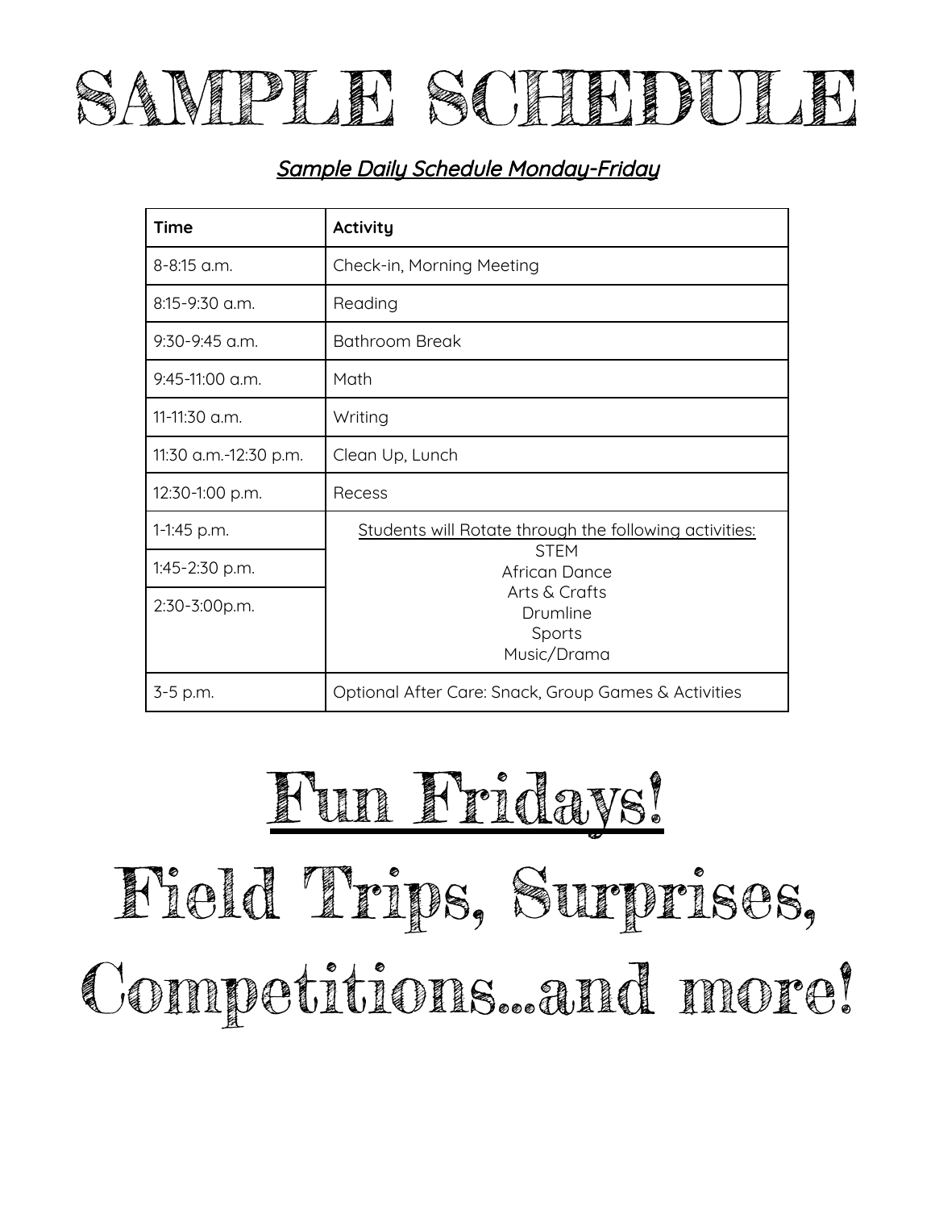# SAMPLE SCHEDULE

***Sample Daily Schedule Monday-Friday***

| Time | Activity |
|---|---|
| 8-8:15 a.m. | Check-in, Morning Meeting |
| 8:15-9:30 a.m. | Reading |
| 9:30-9:45 a.m. | Bathroom Break |
| 9:45-11:00 a.m. | Math |
| 11-11:30 a.m. | Writing |
| 11:30 a.m.-12:30 p.m. | Clean Up, Lunch |
| 12:30-1:00 p.m. | Recess |
| 1-1:45 p.m. | Students will Rotate through the following activities: STEM, African Dance, Arts & Crafts, Drumline, Sports, Music/Drama |
| 1:45-2:30 p.m. | |
| 2:30-3:00p.m. | |
| 3-5 p.m. | Optional After Care: Snack, Group Games & Activities |

# Fun Fridays!

# Field Trips, Surprises, Competitions...and more!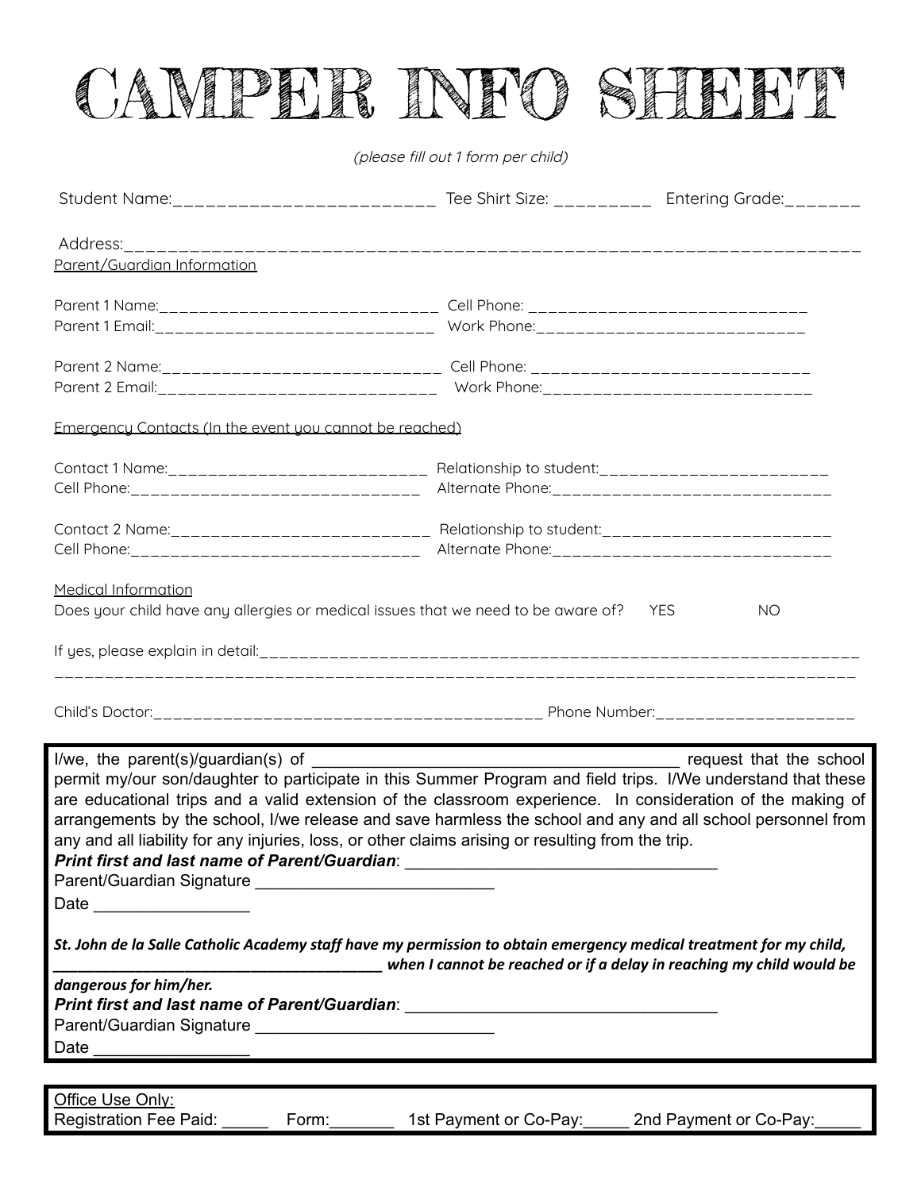# CAMPER INFO SHEET

*(please fill out 1 form per child)*

Student Name:___________________________ Tee Shirt Size: __________ Entering Grade:________

Address:_________________________________________________________________________

Parent/Guardian Information

Parent 1 Name:_______________________________ Cell Phone: _______________________________
Parent 1 Email:_______________________________ Work Phone:_______________________________

Parent 2 Name:_______________________________ Cell Phone: _______________________________
Parent 2 Email:_______________________________ Work Phone:_______________________________

Emergency Contacts (In the event you cannot be reached)

Contact 1 Name:_____________________________ Relationship to student:_________________________
Cell Phone:________________________________ Alternate Phone:_______________________________

Contact 2 Name:_____________________________ Relationship to student:_________________________
Cell Phone:________________________________ Alternate Phone:_______________________________

Medical Information

Does your child have any allergies or medical issues that we need to be aware of? YES NO

If yes, please explain in detail:______________________________________________________________
_____________________________________________________________________________________

Child's Doctor:__________________________________________ Phone Number:______________________

I/we, the parent(s)/guardian(s) of ________________________________________ request that the school permit my/our son/daughter to participate in this Summer Program and field trips. I/We understand that these are educational trips and a valid extension of the classroom experience. In consideration of the making of arrangements by the school, I/we release and save harmless the school and any and all school personnel from any and all liability for any injuries, loss, or other claims arising or resulting from the trip.

***Print first and last name of Parent/Guardian***: __________________________________

Parent/Guardian Signature __________________________

Date _________________

***St. John de la Salle Catholic Academy staff have my permission to obtain emergency medical treatment for my child, ______________________________________ when I cannot be reached or if a delay in reaching my child would be dangerous for him/her.***

***Print first and last name of Parent/Guardian***: __________________________________

Parent/Guardian Signature __________________________

Date _________________

Office Use Only:

Registration Fee Paid: _____ Form:_______ 1st Payment or Co-Pay:_____ 2nd Payment or Co-Pay:_____